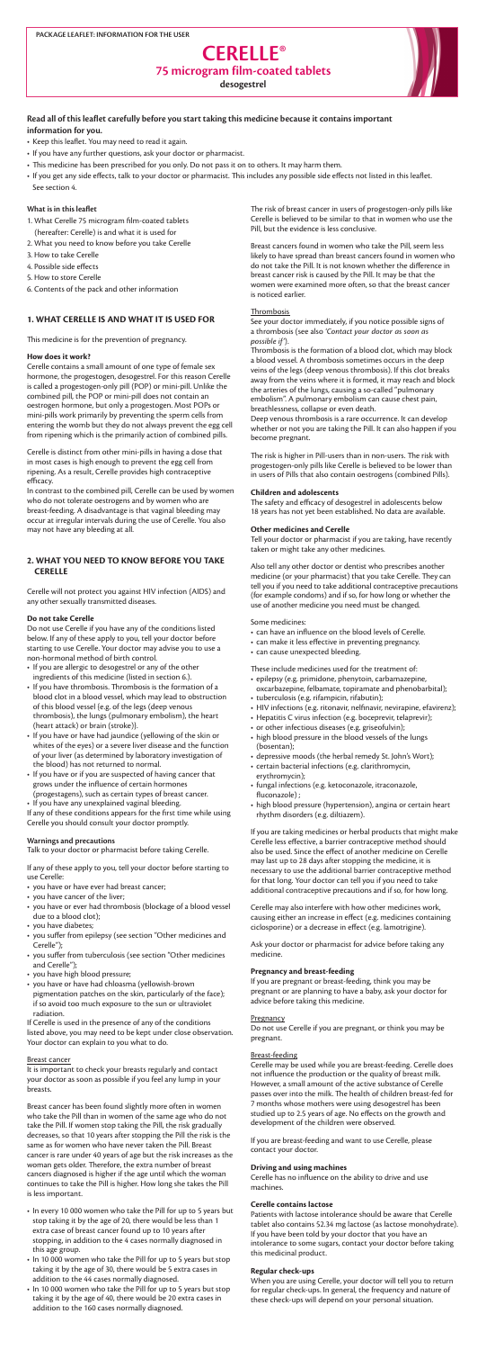PACKAGE LEAFLET: INFORMATION FOR THE USER

# CERELLE®

## 75 microgram film-coated tablets

**desogestrel**

**Read all of this leaflet carefully before you start taking this medicine because it contains important information for you.**

- Keep this leaflet. You may need to read it again.
- If you have any further questions, ask your doctor or pharmacist.
- This medicine has been prescribed for you only. Do not pass it on to others. It may harm them.
- If you get any side effects, talk to your doctor or pharmacist. This includes any possible side effects not listed in this leaflet. See section 4.

**What is in this leaflet**

1. What Cerelle 75 microgram film-coated tablets (hereafter: Cerelle) is and what it is used for
2. What you need to know before you take Cerelle
3. How to take Cerelle
4. Possible side effects
5. How to store Cerelle
6. Contents of the pack and other information

## 1. WHAT CERELLE IS AND WHAT IT IS USED FOR

This medicine is for the prevention of pregnancy.

**How does it work?**

Cerelle contains a small amount of one type of female sex hormone, the progestogen, desogestrel. For this reason Cerelle is called a progestogen-only pill (POP) or mini-pill. Unlike the combined pill, the POP or mini-pill does not contain an oestrogen hormone, but only a progestogen. Most POPs or mini-pills work primarily by preventing the sperm cells from entering the womb but they do not always prevent the egg cell from ripening which is the primarily action of combined pills.

Cerelle is distinct from other mini-pills in having a dose that in most cases is high enough to prevent the egg cell from ripening. As a result, Cerelle provides high contraceptive efficacy.

In contrast to the combined pill, Cerelle can be used by women who do not tolerate oestrogens and by women who are breast-feeding. A disadvantage is that vaginal bleeding may occur at irregular intervals during the use of Cerelle. You also may not have any bleeding at all.

## 2. WHAT YOU NEED TO KNOW BEFORE YOU TAKE CERELLE

Cerelle will not protect you against HIV infection (AIDS) and any other sexually transmitted diseases.

**Do not take Cerelle**

Do not use Cerelle if you have any of the conditions listed below. If any of these apply to you, tell your doctor before starting to use Cerelle. Your doctor may advise you to use a non-hormonal method of birth control.

- If you are allergic to desogestrel or any of the other ingredients of this medicine (listed in section 6.).
- If you have thrombosis. Thrombosis is the formation of a blood clot in a blood vessel, which may lead to obstruction of this blood vessel (e.g. of the legs (deep venous thrombosis), the lungs (pulmonary embolism), the heart (heart attack) or brain (stroke)).
- If you have or have had jaundice (yellowing of the skin or whites of the eyes) or a severe liver disease and the function of your liver (as determined by laboratory investigation of the blood) has not returned to normal.
- If you have or if you are suspected of having cancer that grows under the influence of certain hormones (progestagens), such as certain types of breast cancer.
- If you have any unexplained vaginal bleeding.

If any of these conditions appears for the first time while using Cerelle you should consult your doctor promptly.

**Warnings and precautions**

Talk to your doctor or pharmacist before taking Cerelle.

If any of these apply to you, tell your doctor before starting to use Cerelle:

- you have or have ever had breast cancer;
- you have cancer of the liver;
- you have or ever had thrombosis (blockage of a blood vessel due to a blood clot);
- you have diabetes;
- you suffer from epilepsy (see section "Other medicines and Cerelle");
- you suffer from tuberculosis (see section "Other medicines and Cerelle");
- you have high blood pressure;
- you have or have had chloasma (yellowish-brown pigmentation patches on the skin, particularly of the face); if so avoid too much exposure to the sun or ultraviolet radiation.

If Cerelle is used in the presence of any of the conditions listed above, you may need to be kept under close observation. Your doctor can explain to you what to do.

Breast cancer

It is important to check your breasts regularly and contact your doctor as soon as possible if you feel any lump in your breasts.

Breast cancer has been found slightly more often in women who take the Pill than in women of the same age who do not take the Pill. If women stop taking the Pill, the risk gradually decreases, so that 10 years after stopping the Pill the risk is the same as for women who have never taken the Pill. Breast cancer is rare under 40 years of age but the risk increases as the woman gets older. Therefore, the extra number of breast cancers diagnosed is higher if the age until which the woman continues to take the Pill is higher. How long she takes the Pill is less important.

- In every 10 000 women who take the Pill for up to 5 years but stop taking it by the age of 20, there would be less than 1 extra case of breast cancer found up to 10 years after stopping, in addition to the 4 cases normally diagnosed in this age group.
- In 10 000 women who take the Pill for up to 5 years but stop taking it by the age of 30, there would be 5 extra cases in addition to the 44 cases normally diagnosed.
- In 10 000 women who take the Pill for up to 5 years but stop taking it by the age of 40, there would be 20 extra cases in addition to the 160 cases normally diagnosed.

The risk of breast cancer in users of progestogen-only pills like Cerelle is believed to be similar to that in women who use the Pill, but the evidence is less conclusive.

Breast cancers found in women who take the Pill, seem less likely to have spread than breast cancers found in women who do not take the Pill. It is not known whether the difference in breast cancer risk is caused by the Pill. It may be that the women were examined more often, so that the breast cancer is noticed earlier.

Thrombosis

See your doctor immediately, if you notice possible signs of a thrombosis (see also *'Contact your doctor as soon as possible if'*).

Thrombosis is the formation of a blood clot, which may block a blood vessel. A thrombosis sometimes occurs in the deep veins of the legs (deep venous thrombosis). If this clot breaks away from the veins where it is formed, it may reach and block the arteries of the lungs, causing a so-called "pulmonary embolism". A pulmonary embolism can cause chest pain, breathlessness, collapse or even death.

Deep venous thrombosis is a rare occurrence. It can develop whether or not you are taking the Pill. It can also happen if you become pregnant.

The risk is higher in Pill-users than in non-users. The risk with progestogen-only pills like Cerelle is believed to be lower than in users of Pills that also contain oestrogens (combined Pills).

**Children and adolescents**

The safety and efficacy of desogestrel in adolescents below 18 years has not yet been established. No data are available.

**Other medicines and Cerelle**

Tell your doctor or pharmacist if you are taking, have recently taken or might take any other medicines.

Also tell any other doctor or dentist who prescribes another medicine (or your pharmacist) that you take Cerelle. They can tell you if you need to take additional contraceptive precautions (for example condoms) and if so, for how long or whether the use of another medicine you need must be changed.

Some medicines:

- can have an influence on the blood levels of Cerelle.
- can make it less effective in preventing pregnancy.
- can cause unexpected bleeding.

These include medicines used for the treatment of:

- epilepsy (e.g. primidone, phenytoin, carbamazepine, oxcarbazepine, felbamate, topiramate and phenobarbital);
- tuberculosis (e.g. rifampicin, rifabutin);
- HIV infections (e.g. ritonavir, nelfinavir, nevirapine, efavirenz);
- Hepatitis C virus infection (e.g. boceprevir, telaprevir);
- or other infectious diseases (e.g. griseofulvin);
- high blood pressure in the blood vessels of the lungs (bosentan);
- depressive moods (the herbal remedy St. John's Wort);
- certain bacterial infections (e.g. clarithromycin, erythromycin);
- fungal infections (e.g. ketoconazole, itraconazole, fluconazole) ;
- high blood pressure (hypertension), angina or certain heart rhythm disorders (e.g. diltiazem).

If you are taking medicines or herbal products that might make Cerelle less effective, a barrier contraceptive method should also be used. Since the effect of another medicine on Cerelle may last up to 28 days after stopping the medicine, it is necessary to use the additional barrier contraceptive method for that long. Your doctor can tell you if you need to take additional contraceptive precautions and if so, for how long.

Cerelle may also interfere with how other medicines work, causing either an increase in effect (e.g. medicines containing ciclosporine) or a decrease in effect (e.g. lamotrigine).

Ask your doctor or pharmacist for advice before taking any medicine.

**Pregnancy and breast-feeding**

If you are pregnant or breast-feeding, think you may be pregnant or are planning to have a baby, ask your doctor for advice before taking this medicine.

Pregnancy

Do not use Cerelle if you are pregnant, or think you may be pregnant.

Breast-feeding

Cerelle may be used while you are breast-feeding. Cerelle does not influence the production or the quality of breast milk. However, a small amount of the active substance of Cerelle passes over into the milk. The health of children breast-fed for 7 months whose mothers were using desogestrel has been studied up to 2.5 years of age. No effects on the growth and development of the children were observed.

If you are breast-feeding and want to use Cerelle, please contact your doctor.

**Driving and using machines**

Cerelle has no influence on the ability to drive and use machines.

**Cerelle contains lactose**

Patients with lactose intolerance should be aware that Cerelle tablet also contains 52.34 mg lactose (as lactose monohydrate). If you have been told by your doctor that you have an intolerance to some sugars, contact your doctor before taking this medicinal product.

**Regular check-ups**

When you are using Cerelle, your doctor will tell you to return for regular check-ups. In general, the frequency and nature of these check-ups will depend on your personal situation.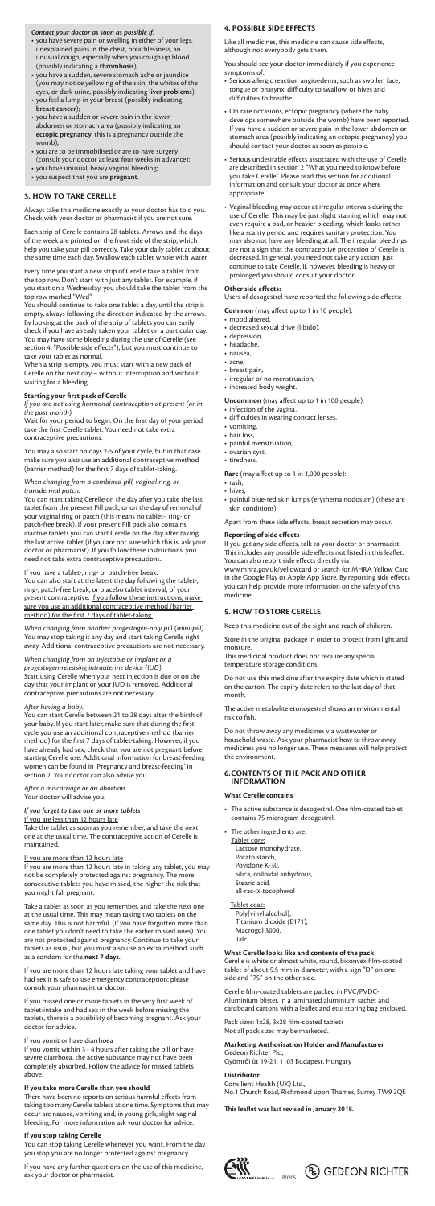***Contact your doctor as soon as possible if:***

- you have severe pain or swelling in either of your legs, unexplained pains in the chest, breathlessness, an unusual cough, especially when you cough up blood (possibly indicating a **thrombosis**);
- you have a sudden, severe stomach ache or jaundice (you may notice yellowing of the skin, the whites of the eyes, or dark urine, possibly indicating **liver problems**);
- you feel a lump in your breast (possibly indicating **breast cancer**);
- you have a sudden or severe pain in the lower abdomen or stomach area (possibly indicating an **ectopic pregnancy**, this is a pregnancy outside the womb);
- you are to be immobilised or are to have surgery (consult your doctor at least four weeks in advance);
- you have unusual, heavy vaginal bleeding;
- you suspect that you are **pregnant**.

## 3. HOW TO TAKE CERELLE

Always take this medicine exactly as your doctor has told you. Check with your doctor or pharmacist if you are not sure.

Each strip of Cerelle contains 28 tablets. Arrows and the days of the week are printed on the front side of the strip, which help you take your pill correctly. Take your daily tablet at about the same time each day. Swallow each tablet whole with water.

Every time you start a new strip of Cerelle take a tablet from the top row. Don't start with just any tablet. For example, if you start on a Wednesday, you should take the tablet from the top row marked "Wed".

You should continue to take one tablet a day, until the strip is empty, always following the direction indicated by the arrows. By looking at the back of the strip of tablets you can easily check if you have already taken your tablet on a particular day. You may have some bleeding during the use of Cerelle (see section 4. "Possible side effects"), but you must continue to take your tablet as normal.

When a strip is empty, you must start with a new pack of Cerelle on the next day – without interruption and without waiting for a bleeding.

### Starting your first pack of Cerelle

*If you are not using hormonal contraception at present (or in the past month)*

Wait for your period to begin. On the first day of your period take the first Cerelle tablet. You need not take extra contraceptive precautions.

You may also start on days 2-5 of your cycle, but in that case make sure you also use an additional contraceptive method (barrier method) for the first 7 days of tablet-taking.

*When changing from a combined pill, vaginal ring, or transdermal patch.*

You can start taking Cerelle on the day after you take the last tablet from the present Pill pack, or on the day of removal of your vaginal ring or patch (this means no tablet-, ring- or patch-free break). If your present Pill pack also contains inactive tablets you can start Cerelle on the day after taking the last active tablet (if you are not sure which this is, ask your doctor or pharmacist). If you follow these instructions, you need not take extra contraceptive precautions.

If you have a tablet-, ring- or patch-free break:

You can also start at the latest the day following the tablet-, ring-, patch-free break, or placebo tablet interval, of your present contraceptive. If you follow these instructions, make sure you use an additional contraceptive method (barrier method) for the first 7 days of tablet-taking.

*When changing from another progestogen-only pill (mini-pill).*

You may stop taking it any day and start taking Cerelle right away. Additional contraceptive precautions are not necessary.

*When changing from an injectable or implant or a progestogen-releasing intrauterine device (IUD).*

Start using Cerelle when your next injection is due or on the day that your implant or your IUD is removed. Additional contraceptive precautions are not necessary.

*After having a baby.*

You can start Cerelle between 21 to 28 days after the birth of your baby. If you start later, make sure that during the first cycle you use an additional contraceptive method (barrier method) for the first 7 days of tablet-taking. However, if you have already had sex, check that you are not pregnant before starting Cerelle use. Additional information for breast-feeding women can be found in 'Pregnancy and breast-feeding' in section 2. Your doctor can also advise you.

*After a miscarriage or an abortion.*

Your doctor will advise you.

### *If you forget to take one or more tablets*

If you are less than 12 hours late

Take the tablet as soon as you remember, and take the next one at the usual time. The contraceptive action of Cerelle is maintained.

If you are more than 12 hours late

If you are more than 12 hours late in taking any tablet, you may not be completely protected against pregnancy. The more consecutive tablets you have missed, the higher the risk that you might fall pregnant.

Take a tablet as soon as you remember, and take the next one at the usual time. This may mean taking two tablets on the same day. This is not harmful. (If you have forgotten more than one tablet you don't need to take the earlier missed ones). You are not protected against pregnancy. Continue to take your tablets as usual, but you must also use an extra method, such as a condom for the **next 7 days**.

If you are more than 12 hours late taking your tablet and have had sex it is safe to use emergency contraception; please consult your pharmacist or doctor.

If you missed one or more tablets in the very first week of tablet-intake and had sex in the week before missing the tablets, there is a possibility of becoming pregnant. Ask your doctor for advice.

If you vomit or have diarrhoea

If you vomit within 3 - 4 hours after taking the pill or have severe diarrhoea, the active substance may not have been completely absorbed. Follow the advice for missed tablets above.

### If you take more Cerelle than you should

There have been no reports on serious harmful effects from taking too many Cerelle tablets at one time. Symptoms that may occur are nausea, vomiting and, in young girls, slight vaginal bleeding. For more information ask your doctor for advice.

### If you stop taking Cerelle

You can stop taking Cerelle whenever you want. From the day you stop you are no longer protected against pregnancy.

If you have any further questions on the use of this medicine, ask your doctor or pharmacist.

## 4. POSSIBLE SIDE EFFECTS

Like all medicines, this medicine can cause side effects, although not everybody gets them.

You should see your doctor immediately if you experience symptoms of:

- Serious allergic reaction angioedema, such as swollen face, tongue or pharynx; difficulty to swallow; or hives and difficulties to breathe.
- On rare occasions, ectopic pregnancy (where the baby develops somewhere outside the womb) have been reported. If you have a sudden or severe pain in the lower abdomen or stomach area (possibly indicating an ectopic pregnancy) you should contact your doctor as soon as possible.
- Serious undesirable effects associated with the use of Cerelle are described in section 2 "What you need to know before you take Cerelle". Please read this section for additional information and consult your doctor at once where appropriate.
- Vaginal bleeding may occur at irregular intervals during the use of Cerelle. This may be just slight staining which may not even require a pad, or heavier bleeding, which looks rather like a scanty period and requires sanitary protection. You may also not have any bleeding at all. The irregular bleedings are not a sign that the contraceptive protection of Cerelle is decreased. In general, you need not take any action; just continue to take Cerelle. If, however, bleeding is heavy or prolonged you should consult your doctor.

### Other side effects:

Users of desogestrel have reported the following side effects:

**Common** (may affect up to 1 in 10 people):

- mood altered,
- decreased sexual drive (libido),
- depression,
- headache,
- nausea,
- acne,
- breast pain,
- irregular or no menstruation,
- increased body weight.

**Uncommon** (may affect up to 1 in 100 people):

- infection of the vagina,
- difficulties in wearing contact lenses,
- vomiting,
- hair loss,
- painful menstruation,
- ovarian cyst,
- tiredness.

**Rare** (may affect up to 1 in 1,000 people):

- rash,
- hives,
- painful blue-red skin lumps (erythema nodosum) (these are skin conditions).

Apart from these side effects, breast secretion may occur.

### Reporting of side effects

If you get any side effects, talk to your doctor or pharmacist. This includes any possible side effects not listed in this leaflet. You can also report side effects directly via www.mhra.gov.uk/yellowcard or search for MHRA Yellow Card in the Google Play or Apple App Store. By reporting side effects you can help provide more information on the safety of this medicine.

## 5. HOW TO STORE CERELLE

Keep this medicine out of the sight and reach of children.

Store in the original package in order to protect from light and moisture.

This medicinal product does not require any special temperature storage conditions.

Do not use this medicine after the expiry date which is stated on the carton. The expiry date refers to the last day of that month.

The active metabolite etonogestrel shows an environmental risk to fish.

Do not throw away any medicines via wastewater or household waste. Ask your pharmacist how to throw away medicines you no longer use. These measures will help protect the environment.

## 6. CONTENTS OF THE PACK AND OTHER INFORMATION

### What Cerelle contains

- The active substance is desogestrel. One film-coated tablet contains 75 microgram desogestrel.
- The other ingredients are:

  Tablet core:
  Lactose monohydrate,
  Potato starch,
  Povidone K-30,
  Silica, colloidal anhydrous,
  Stearic acid,
  all-rac-α-tocopherol

  Tablet coat:
  Poly[vinyl alcohol],
  Titanium dioxide (E171),
  Macrogol 3000,
  Talc

### What Cerelle looks like and contents of the pack

Cerelle is white or almost white, round, biconvex film-coated tablet of about 5.5 mm in diameter, with a sign "D" on one side and "75" on the other side.

Cerelle film-coated tablets are packed in PVC/PVDC-Aluminium blister, in a laminated aluminium sachet and cardboard cartons with a leaflet and etui storing bag enclosed.

Pack sizes: 1x28, 3x28 film-coated tablets
Not all pack sizes may be marketed.

### Marketing Authorisation Holder and Manufacturer

Gedeon Richter Plc.,
Gyömrői út 19-21, 1103 Budapest, Hungary

### Distributor

Consilient Health (UK) Ltd.,
No.1 Church Road, Richmond upon Thames, Surrey TW9 2QE

**This leaflet was last revised in January 2018.**

P0705

GEDEON RICHTER